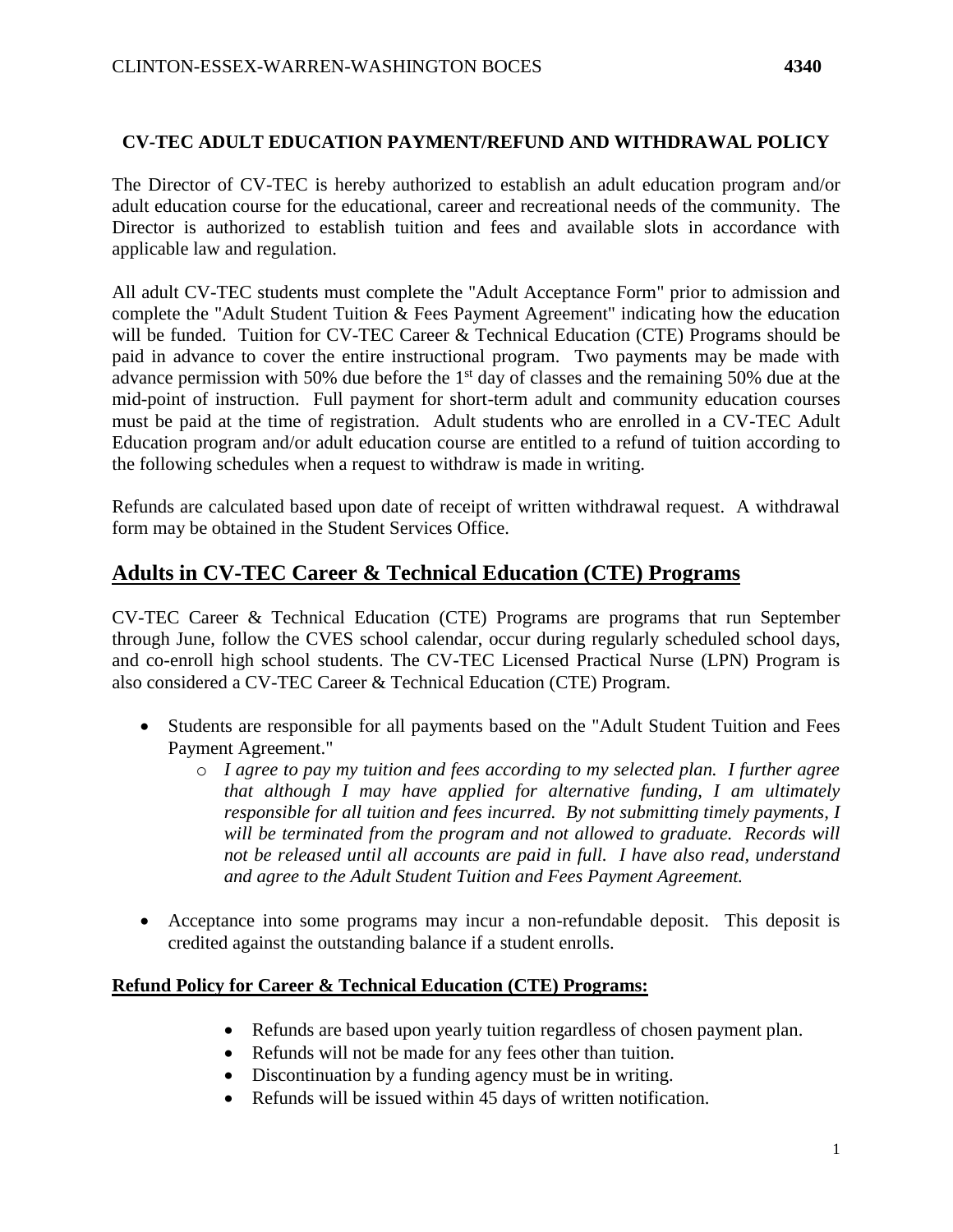**CV-TEC ADULT EDUCATION PAYMENT/REFUND AND WITHDRAWAL POLICY**

The Director of CV-TEC is hereby authorized to establish an adult education program and/or adult education course for the educational, career and recreational needs of the community. The Director is authorized to establish tuition and fees and available slots in accordance with applicable law and regulation.

All adult CV-TEC students must complete the "Adult Acceptance Form" prior to admission and complete the "Adult Student Tuition & Fees Payment Agreement" indicating how the education will be funded. Tuition for CV-TEC Career & Technical Education (CTE) Programs should be paid in advance to cover the entire instructional program. Two payments may be made with advance permission with 50% due before the 1st day of classes and the remaining 50% due at the mid-point of instruction. Full payment for short-term adult and community education courses must be paid at the time of registration. Adult students who are enrolled in a CV-TEC Adult Education program and/or adult education course are entitled to a refund of tuition according to the following schedules when a request to withdraw is made in writing.

Refunds are calculated based upon date of receipt of written withdrawal request. A withdrawal form may be obtained in the Student Services Office.

## Adults in CV-TEC Career & Technical Education (CTE) Programs

CV-TEC Career & Technical Education (CTE) Programs are programs that run September through June, follow the CVES school calendar, occur during regularly scheduled school days, and co-enroll high school students. The CV-TEC Licensed Practical Nurse (LPN) Program is also considered a CV-TEC Career & Technical Education (CTE) Program.

- Students are responsible for all payments based on the "Adult Student Tuition and Fees Payment Agreement."
  - *I agree to pay my tuition and fees according to my selected plan. I further agree that although I may have applied for alternative funding, I am ultimately responsible for all tuition and fees incurred. By not submitting timely payments, I will be terminated from the program and not allowed to graduate. Records will not be released until all accounts are paid in full. I have also read, understand and agree to the Adult Student Tuition and Fees Payment Agreement.*
- Acceptance into some programs may incur a non-refundable deposit. This deposit is credited against the outstanding balance if a student enrolls.

**Refund Policy for Career & Technical Education (CTE) Programs:**

- Refunds are based upon yearly tuition regardless of chosen payment plan.
- Refunds will not be made for any fees other than tuition.
- Discontinuation by a funding agency must be in writing.
- Refunds will be issued within 45 days of written notification.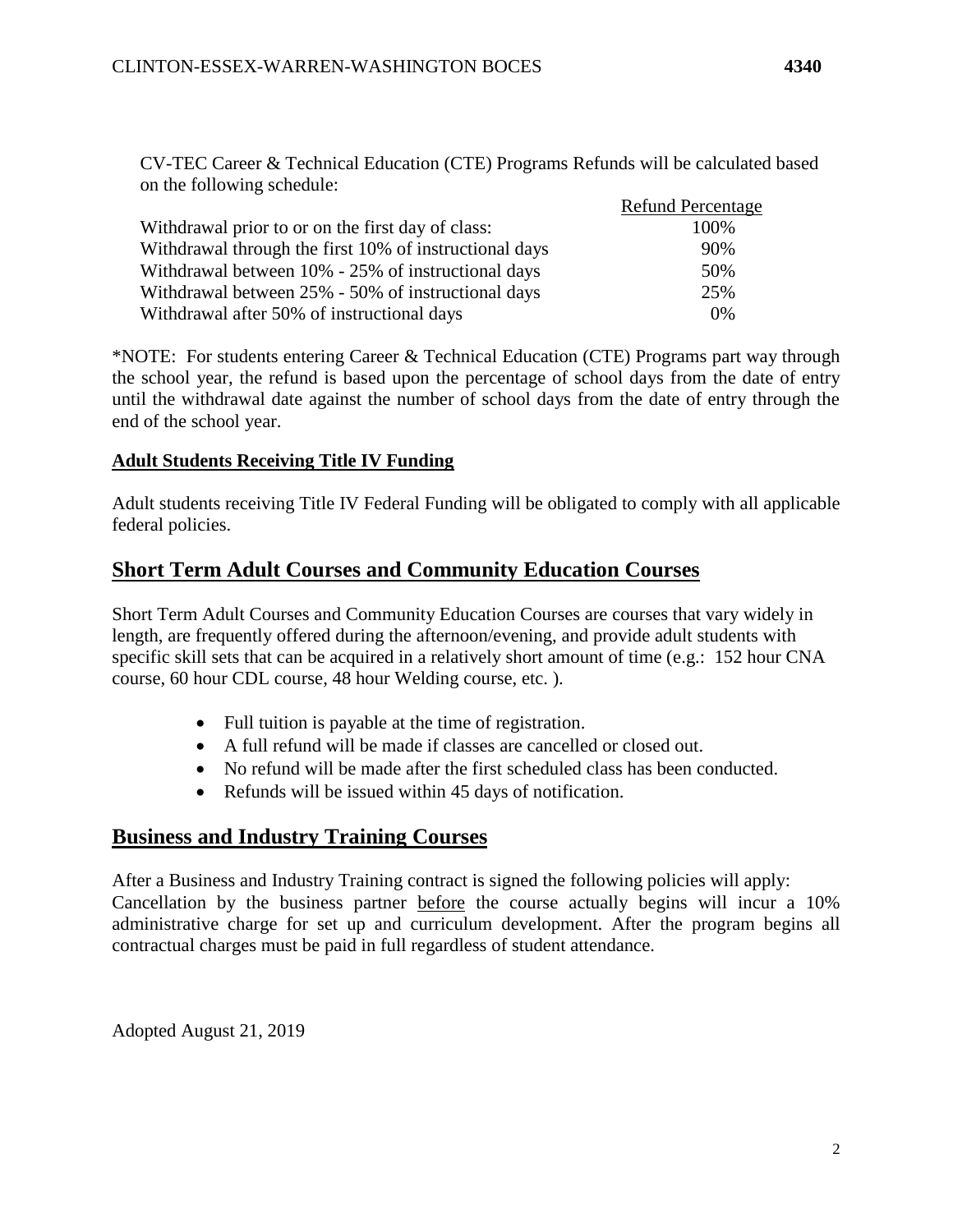CV-TEC Career & Technical Education (CTE) Programs Refunds will be calculated based on the following schedule:

| | Refund Percentage |
|---|---|
| Withdrawal prior to or on the first day of class: | 100% |
| Withdrawal through the first 10% of instructional days | 90% |
| Withdrawal between 10% - 25% of instructional days | 50% |
| Withdrawal between 25% - 50% of instructional days | 25% |
| Withdrawal after 50% of instructional days | 0% |

*NOTE: For students entering Career & Technical Education (CTE) Programs part way through the school year, the refund is based upon the percentage of school days from the date of entry until the withdrawal date against the number of school days from the date of entry through the end of the school year.

**Adult Students Receiving Title IV Funding**

Adult students receiving Title IV Federal Funding will be obligated to comply with all applicable federal policies.

## Short Term Adult Courses and Community Education Courses

Short Term Adult Courses and Community Education Courses are courses that vary widely in length, are frequently offered during the afternoon/evening, and provide adult students with specific skill sets that can be acquired in a relatively short amount of time (e.g.: 152 hour CNA course, 60 hour CDL course, 48 hour Welding course, etc. ).

- Full tuition is payable at the time of registration.
- A full refund will be made if classes are cancelled or closed out.
- No refund will be made after the first scheduled class has been conducted.
- Refunds will be issued within 45 days of notification.

## Business and Industry Training Courses

After a Business and Industry Training contract is signed the following policies will apply: Cancellation by the business partner before the course actually begins will incur a 10% administrative charge for set up and curriculum development. After the program begins all contractual charges must be paid in full regardless of student attendance.

Adopted August 21, 2019